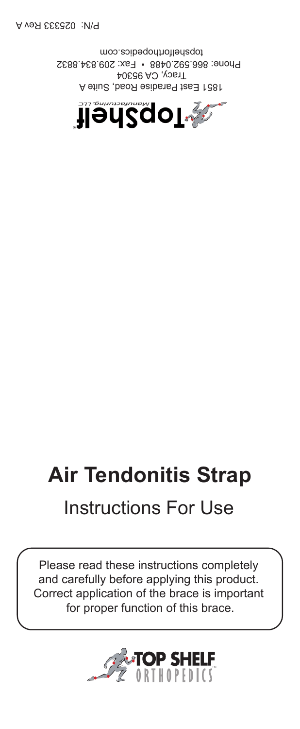P/N: 025333 Rev A

TopShelf Manufacturing, LLC

1851 East Paradise Road, Suite A
Tracy, CA 95304
Phone: 866.592.0488 • Fax: 209.834.8832
topshelforthopedics.com

# Air Tendonitis Strap

## Instructions For Use

Please read these instructions completely and carefully before applying this product. Correct application of the brace is important for proper function of this brace.

TOP SHELF ORTHOPEDICS™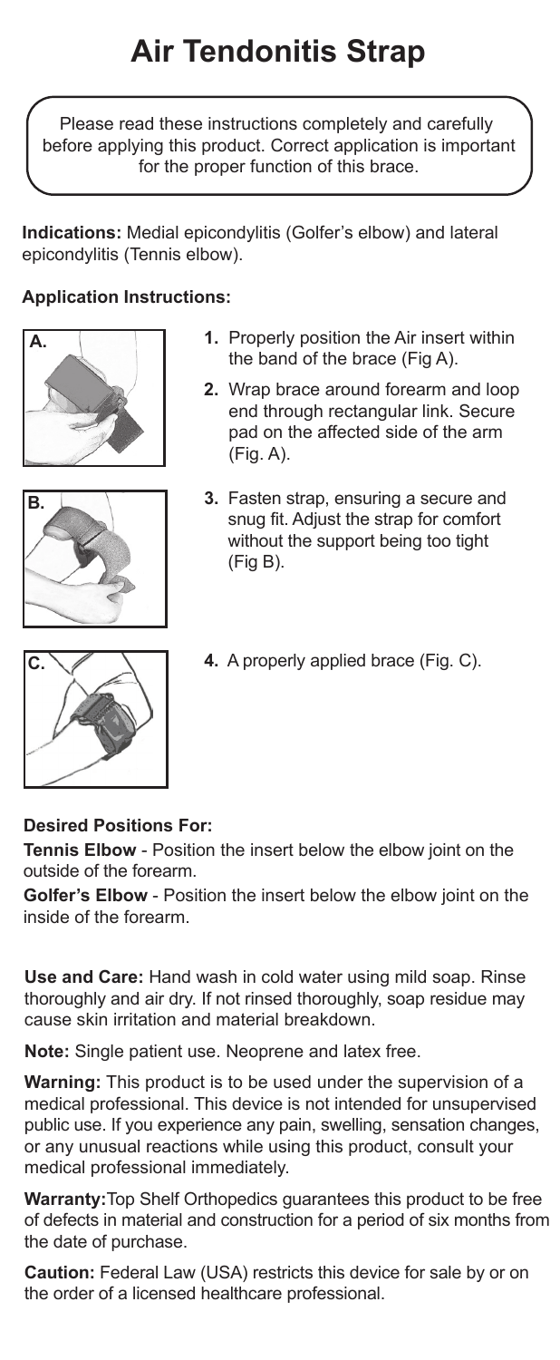# Air Tendonitis Strap

Please read these instructions completely and carefully before applying this product. Correct application is important for the proper function of this brace.

**Indications:** Medial epicondylitis (Golfer's elbow) and lateral epicondylitis (Tennis elbow).

**Application Instructions:**

A.

1. Properly position the Air insert within the band of the brace (Fig A).
2. Wrap brace around forearm and loop end through rectangular link. Secure pad on the affected side of the arm (Fig. A).

B.

3. Fasten strap, ensuring a secure and snug fit. Adjust the strap for comfort without the support being too tight (Fig B).

C.

4. A properly applied brace (Fig. C).

**Desired Positions For:**

**Tennis Elbow** - Position the insert below the elbow joint on the outside of the forearm.

**Golfer's Elbow** - Position the insert below the elbow joint on the inside of the forearm.

**Use and Care:** Hand wash in cold water using mild soap. Rinse thoroughly and air dry. If not rinsed thoroughly, soap residue may cause skin irritation and material breakdown.

**Note:** Single patient use. Neoprene and latex free.

**Warning:** This product is to be used under the supervision of a medical professional. This device is not intended for unsupervised public use. If you experience any pain, swelling, sensation changes, or any unusual reactions while using this product, consult your medical professional immediately.

**Warranty:** Top Shelf Orthopedics guarantees this product to be free of defects in material and construction for a period of six months from the date of purchase.

**Caution:** Federal Law (USA) restricts this device for sale by or on the order of a licensed healthcare professional.